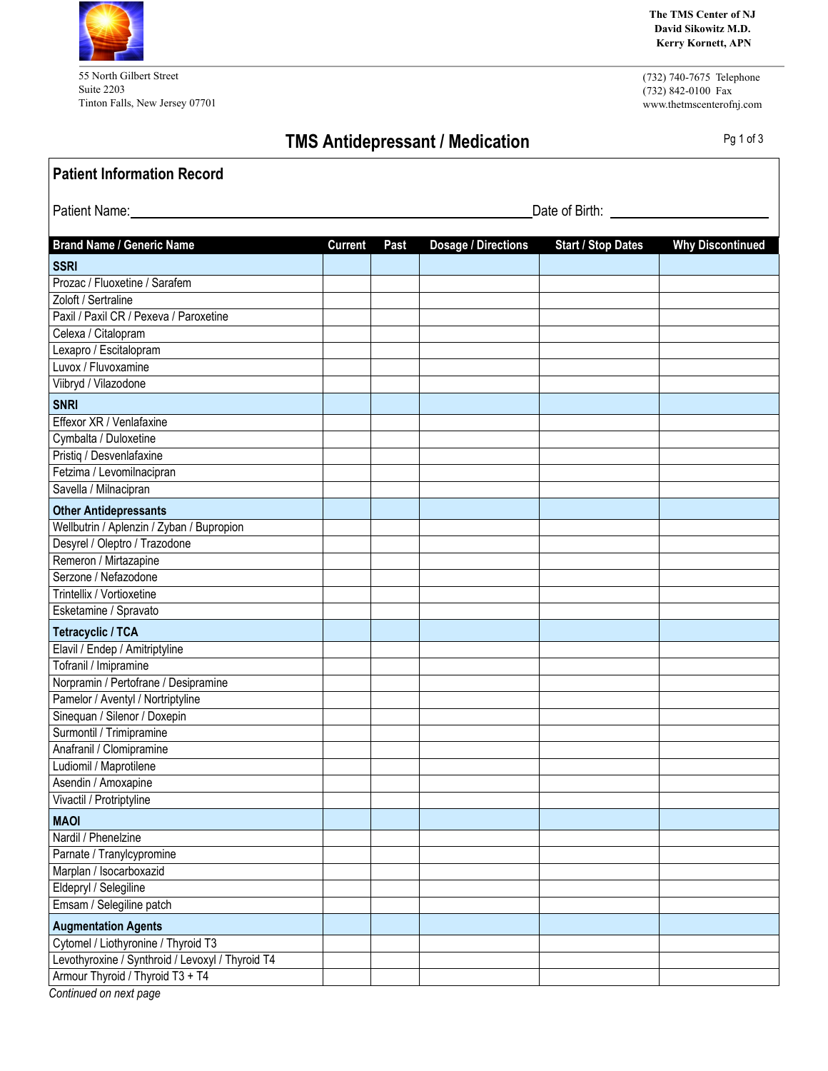The TMS Center of NJ
David Sikowitz M.D.
Kerry Kornett, APN

55 North Gilbert Street
Suite 2203
Tinton Falls, New Jersey 07701

(732) 740-7675 Telephone
(732) 842-0100 Fax
www.thetmscenterofnj.com

# TMS Antidepressant / Medication

## Patient Information Record

Patient Name: ______________________________ Date of Birth: ______________

| Brand Name / Generic Name | Current | Past | Dosage / Directions | Start / Stop Dates | Why Discontinued |
|---|---|---|---|---|---|
| **SSRI** | | | | | |
| Prozac / Fluoxetine / Sarafem | | | | | |
| Zoloft / Sertraline | | | | | |
| Paxil / Paxil CR / Pexeva / Paroxetine | | | | | |
| Celexa / Citalopram | | | | | |
| Lexapro / Escitalopram | | | | | |
| Luvox / Fluvoxamine | | | | | |
| Viibryd / Vilazodone | | | | | |
| **SNRI** | | | | | |
| Effexor XR / Venlafaxine | | | | | |
| Cymbalta / Duloxetine | | | | | |
| Pristiq / Desvenlafaxine | | | | | |
| Fetzima / Levomilnacipran | | | | | |
| Savella / Milnacipran | | | | | |
| **Other Antidepressants** | | | | | |
| Wellbutrin / Aplenzin / Zyban / Bupropion | | | | | |
| Desyrel / Oleptro / Trazodone | | | | | |
| Remeron / Mirtazapine | | | | | |
| Serzone / Nefazodone | | | | | |
| Trintellix / Vortioxetine | | | | | |
| Esketamine / Spravato | | | | | |
| **Tetracyclic / TCA** | | | | | |
| Elavil / Endep / Amitriptyline | | | | | |
| Tofranil / Imipramine | | | | | |
| Norpramin / Pertofrane / Desipramine | | | | | |
| Pamelor / Aventyl / Nortriptyline | | | | | |
| Sinequan / Silenor / Doxepin | | | | | |
| Surmontil / Trimipramine | | | | | |
| Anafranil / Clomipramine | | | | | |
| Ludiomil / Maprotilene | | | | | |
| Asendin / Amoxapine | | | | | |
| Vivactil / Protriptyline | | | | | |
| **MAOI** | | | | | |
| Nardil / Phenelzine | | | | | |
| Parnate / Tranylcypromine | | | | | |
| Marplan / Isocarboxazid | | | | | |
| Eldepryl / Selegiline | | | | | |
| Emsam / Selegiline patch | | | | | |
| **Augmentation Agents** | | | | | |
| Cytomel / Liothyronine / Thyroid T3 | | | | | |
| Levothyroxine / Synthroid / Levoxyl / Thyroid T4 | | | | | |
| Armour Thyroid / Thyroid T3 + T4 | | | | | |

*Continued on next page*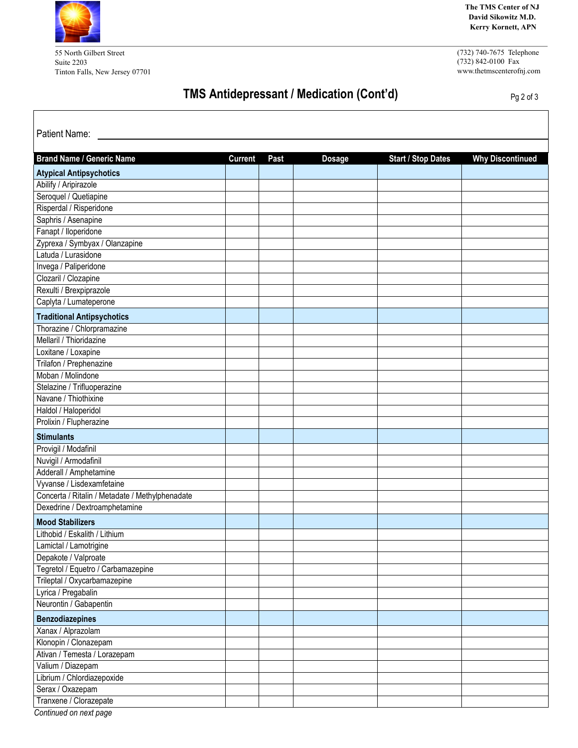The TMS Center of NJ
David Sikowitz M.D.
Kerry Kornett, APN

55 North Gilbert Street
Suite 2203
Tinton Falls, New Jersey 07701

(732) 740-7675 Telephone
(732) 842-0100 Fax
www.thetmscenterofnj.com

# TMS Antidepressant / Medication (Cont'd)

Patient Name: ______________________________

| Brand Name / Generic Name | Current | Past | Dosage | Start / Stop Dates | Why Discontinued |
|---|---|---|---|---|---|
| **Atypical Antipsychotics** | | | | | |
| Abilify / Aripirazole | | | | | |
| Seroquel / Quetiapine | | | | | |
| Risperdal / Risperidone | | | | | |
| Saphris / Asenapine | | | | | |
| Fanapt / Iloperidone | | | | | |
| Zyprexa / Symbyax / Olanzapine | | | | | |
| Latuda / Lurasidone | | | | | |
| Invega / Paliperidone | | | | | |
| Clozaril / Clozapine | | | | | |
| Rexulti / Brexpiprazole | | | | | |
| Caplyta / Lumateperone | | | | | |
| **Traditional Antipsychotics** | | | | | |
| Thorazine / Chlorpramazine | | | | | |
| Mellaril / Thioridazine | | | | | |
| Loxitane / Loxapine | | | | | |
| Trilafon / Prephenazine | | | | | |
| Moban / Molindone | | | | | |
| Stelazine / Trifluoperazine | | | | | |
| Navane / Thiothixine | | | | | |
| Haldol / Haloperidol | | | | | |
| Prolixin / Flupherazine | | | | | |
| **Stimulants** | | | | | |
| Provigil / Modafinil | | | | | |
| Nuvigil / Armodafinil | | | | | |
| Adderall / Amphetamine | | | | | |
| Vyvanse / Lisdexamfetaine | | | | | |
| Concerta / Ritalin / Metadate / Methylphenadate | | | | | |
| Dexedrine / Dextroamphetamine | | | | | |
| **Mood Stabilizers** | | | | | |
| Lithobid / Eskalith / Lithium | | | | | |
| Lamictal / Lamotrigine | | | | | |
| Depakote / Valproate | | | | | |
| Tegretol / Equetro / Carbamazepine | | | | | |
| Trileptal / Oxycarbamazepine | | | | | |
| Lyrica / Pregabalin | | | | | |
| Neurontin / Gabapentin | | | | | |
| **Benzodiazepines** | | | | | |
| Xanax / Alprazolam | | | | | |
| Klonopin / Clonazepam | | | | | |
| Ativan / Temesta / Lorazepam | | | | | |
| Valium / Diazepam | | | | | |
| Librium / Chlordiazepoxide | | | | | |
| Serax / Oxazepam | | | | | |
| Tranxene / Clorazepate | | | | | |

*Continued on next page*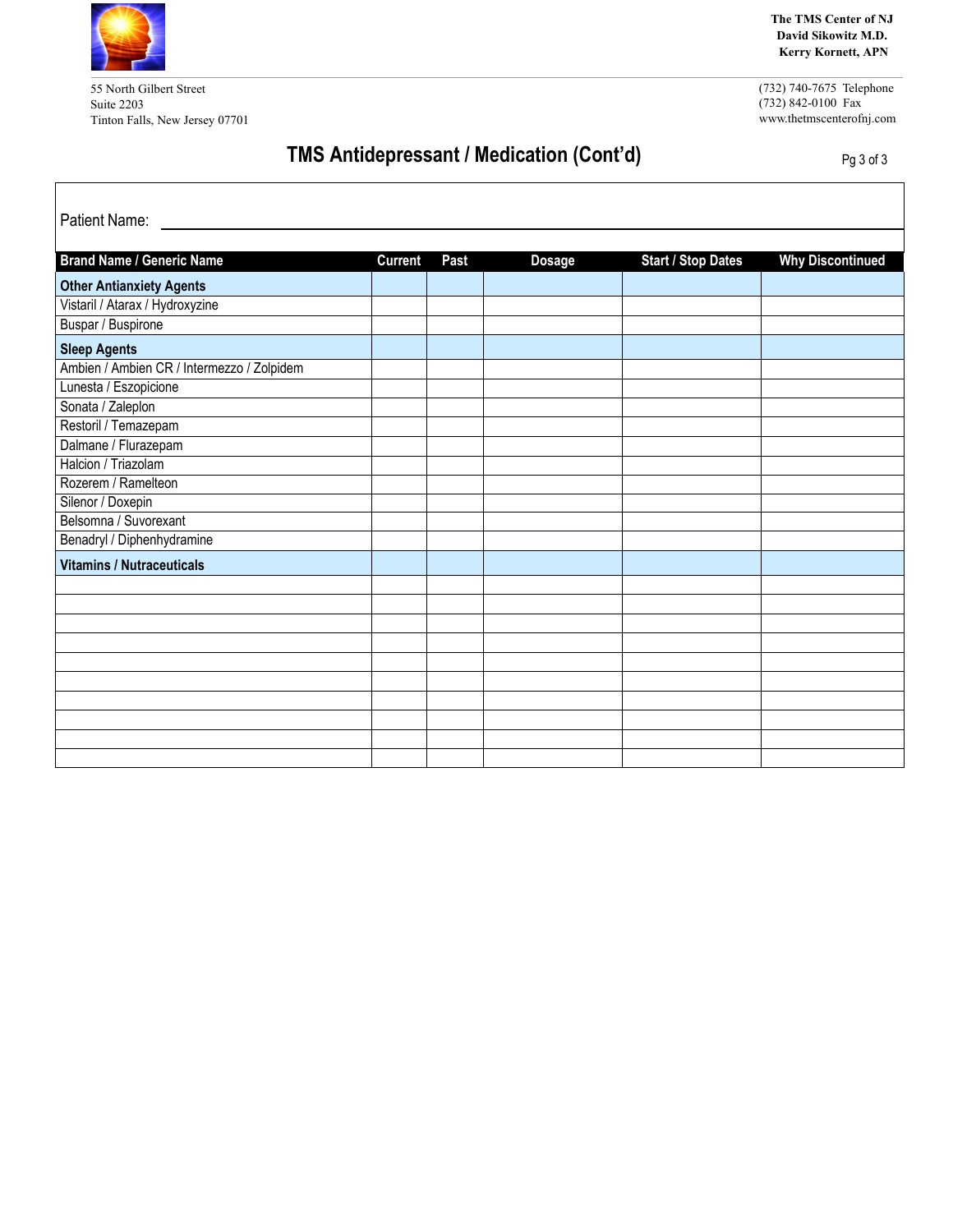The TMS Center of NJ
David Sikowitz M.D.
Kerry Kornett, APN

55 North Gilbert Street
Suite 2203
Tinton Falls, New Jersey 07701

(732) 740-7675 Telephone
(732) 842-0100 Fax
www.thetmscenterofnj.com

# TMS Antidepressant / Medication (Cont'd)

Patient Name: ____________________

| Brand Name / Generic Name | Current | Past | Dosage | Start / Stop Dates | Why Discontinued |
|---|---|---|---|---|---|
| **Other Antianxiety Agents** | | | | | |
| Vistaril / Atarax / Hydroxyzine | | | | | |
| Buspar / Buspirone | | | | | |
| **Sleep Agents** | | | | | |
| Ambien / Ambien CR / Intermezzo / Zolpidem | | | | | |
| Lunesta / Eszopicione | | | | | |
| Sonata / Zaleplon | | | | | |
| Restoril / Temazepam | | | | | |
| Dalmane / Flurazepam | | | | | |
| Halcion / Triazolam | | | | | |
| Rozerem / Ramelteon | | | | | |
| Silenor / Doxepin | | | | | |
| Belsomna / Suvorexant | | | | | |
| Benadryl / Diphenhydramine | | | | | |
| **Vitamins / Nutraceuticals** | | | | | |
| | | | | | |
| | | | | | |
| | | | | | |
| | | | | | |
| | | | | | |
| | | | | | |
| | | | | | |
| | | | | | |
| | | | | | |
| | | | | | |